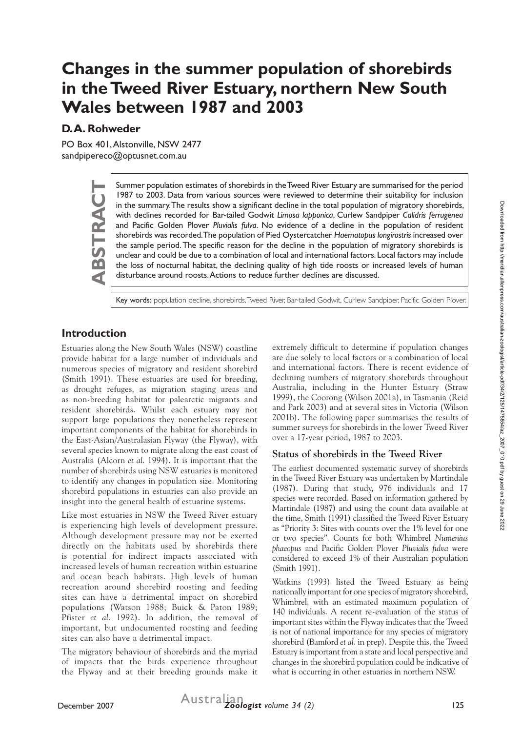# Changes in the summer population of shorebirds in the Tweed River Estuary, northern New South Wales between 1987 and 2003

## D.A. Rohweder

PO Box 401, Alstonville, NSW 2477
sandpipereco@optusnet.com.au

**ABSTRACT**

Summer population estimates of shorebirds in the Tweed River Estuary are summarised for the period 1987 to 2003. Data from various sources were reviewed to determine their suitability for inclusion in the summary. The results show a significant decline in the total population of migratory shorebirds, with declines recorded for Bar-tailed Godwit *Limosa lapponica*, Curlew Sandpiper *Calidris ferrugenea* and Pacific Golden Plover *Pluvialis fulva*. No evidence of a decline in the population of resident shorebirds was recorded. The population of Pied Oystercatcher *Haematopus longirostris* increased over the sample period. The specific reason for the decline in the population of migratory shorebirds is unclear and could be due to a combination of local and international factors. Local factors may include the loss of nocturnal habitat, the declining quality of high tide roosts or increased levels of human disturbance around roosts. Actions to reduce further declines are discussed.

Key words: population decline, shorebirds, Tweed River, Bar-tailed Godwit, Curlew Sandpiper, Pacific Golden Plover.

## Introduction

Estuaries along the New South Wales (NSW) coastline provide habitat for a large number of individuals and numerous species of migratory and resident shorebird (Smith 1991). These estuaries are used for breeding, as drought refuges, as migration staging areas and as non-breeding habitat for palearctic migrants and resident shorebirds. Whilst each estuary may not support large populations they nonetheless represent important components of the habitat for shorebirds in the East-Asian/Australasian Flyway (the Flyway), with several species known to migrate along the east coast of Australia (Alcorn *et al.* 1994). It is important that the number of shorebirds using NSW estuaries is monitored to identify any changes in population size. Monitoring shorebird populations in estuaries can also provide an insight into the general health of estuarine systems.

Like most estuaries in NSW the Tweed River estuary is experiencing high levels of development pressure. Although development pressure may not be exerted directly on the habitats used by shorebirds there is potential for indirect impacts associated with increased levels of human recreation within estuarine and ocean beach habitats. High levels of human recreation around shorebird roosting and feeding sites can have a detrimental impact on shorebird populations (Watson 1988; Buick & Paton 1989; Pfister *et al.* 1992). In addition, the removal of important, but undocumented roosting and feeding sites can also have a detrimental impact.

The migratory behaviour of shorebirds and the myriad of impacts that the birds experience throughout the Flyway and at their breeding grounds make it extremely difficult to determine if population changes are due solely to local factors or a combination of local and international factors. There is recent evidence of declining numbers of migratory shorebirds throughout Australia, including in the Hunter Estuary (Straw 1999), the Coorong (Wilson 2001a), in Tasmania (Reid and Park 2003) and at several sites in Victoria (Wilson 2001b). The following paper summarises the results of summer surveys for shorebirds in the lower Tweed River over a 17-year period, 1987 to 2003.

### Status of shorebirds in the Tweed River

The earliest documented systematic survey of shorebirds in the Tweed River Estuary was undertaken by Martindale (1987). During that study, 976 individuals and 17 species were recorded. Based on information gathered by Martindale (1987) and using the count data available at the time, Smith (1991) classified the Tweed River Estuary as "Priority 3: Sites with counts over the 1% level for one or two species". Counts for both Whimbrel *Numenius phaeopus* and Pacific Golden Plover *Pluvialis fulva* were considered to exceed 1% of their Australian population (Smith 1991).

Watkins (1993) listed the Tweed Estuary as being nationally important for one species of migratory shorebird, Whimbrel, with an estimated maximum population of 140 individuals. A recent re-evaluation of the status of important sites within the Flyway indicates that the Tweed is not of national importance for any species of migratory shorebird (Bamford *et al.* in prep). Despite this, the Tweed Estuary is important from a state and local perspective and changes in the shorebird population could be indicative of what is occurring in other estuaries in northern NSW.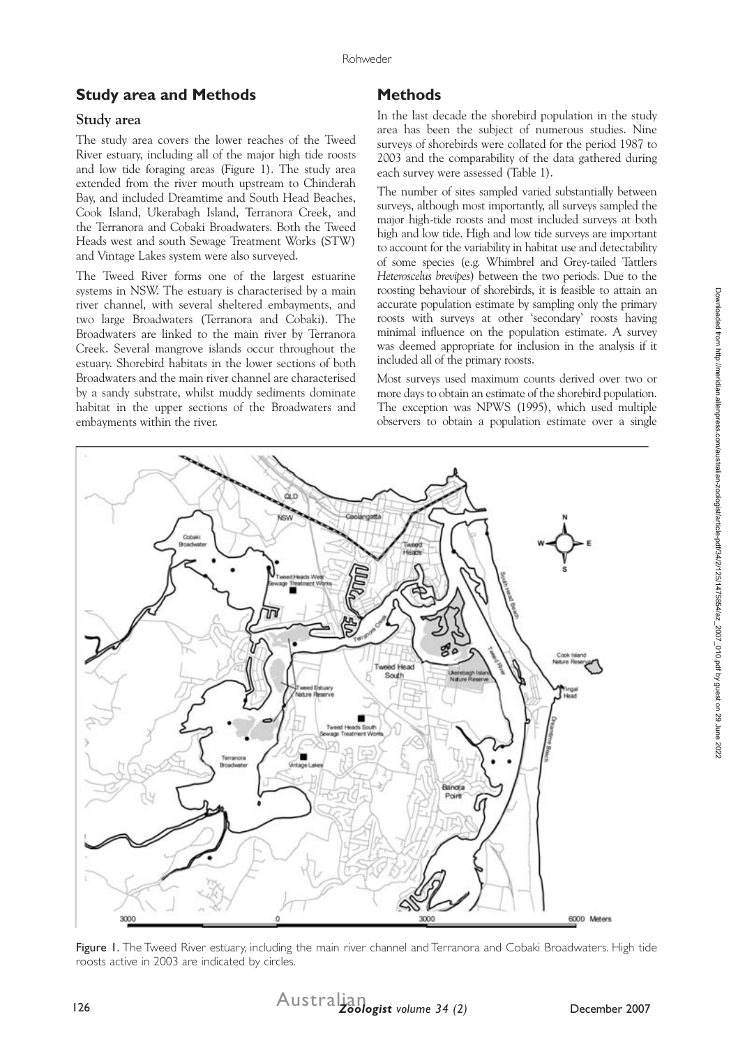## Study area and Methods

### Study area

The study area covers the lower reaches of the Tweed River estuary, including all of the major high tide roosts and low tide foraging areas (Figure 1). The study area extended from the river mouth upstream to Chinderah Bay, and included Dreamtime and South Head Beaches, Cook Island, Ukerabagh Island, Terranora Creek, and the Terranora and Cobaki Broadwaters. Both the Tweed Heads west and south Sewage Treatment Works (STW) and Vintage Lakes system were also surveyed.

The Tweed River forms one of the largest estuarine systems in NSW. The estuary is characterised by a main river channel, with several sheltered embayments, and two large Broadwaters (Terranora and Cobaki). The Broadwaters are linked to the main river by Terranora Creek. Several mangrove islands occur throughout the estuary. Shorebird habitats in the lower sections of both Broadwaters and the main river channel are characterised by a sandy substrate, whilst muddy sediments dominate habitat in the upper sections of the Broadwaters and embayments within the river.

## Methods

In the last decade the shorebird population in the study area has been the subject of numerous studies. Nine surveys of shorebirds were collated for the period 1987 to 2003 and the comparability of the data gathered during each survey were assessed (Table 1).

The number of sites sampled varied substantially between surveys, although most importantly, all surveys sampled the major high-tide roosts and most included surveys at both high and low tide. High and low tide surveys are important to account for the variability in habitat use and detectability of some species (e.g. Whimbrel and Grey-tailed Tattlers *Heteroscelus brevipes*) between the two periods. Due to the roosting behaviour of shorebirds, it is feasible to attain an accurate population estimate by sampling only the primary roosts with surveys at other 'secondary' roosts having minimal influence on the population estimate. A survey was deemed appropriate for inclusion in the analysis if it included all of the primary roosts.

Most surveys used maximum counts derived over two or more days to obtain an estimate of the shorebird population. The exception was NPWS (1995), which used multiple observers to obtain a population estimate over a single

Figure 1. The Tweed River estuary, including the main river channel and Terranora and Cobaki Broadwaters. High tide roosts active in 2003 are indicated by circles.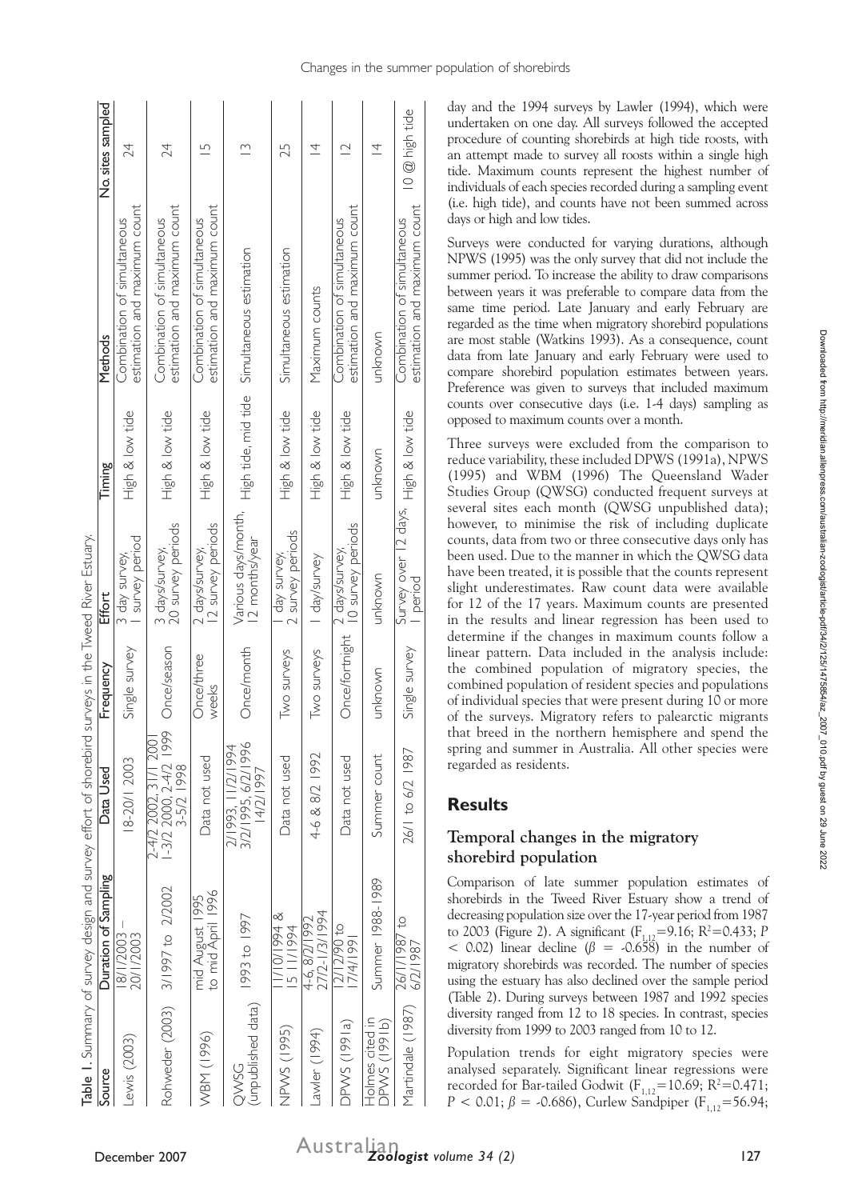**Table 1.** Summary of survey design and survey effort of shorebird surveys in the Tweed River Estuary.

| Source | Duration of Sampling | Data Used | Frequency | Effort | Timing | Methods | No. sites sampled |
|---|---|---|---|---|---|---|---|
| Lewis (2003) | 18/1/2003 – 20/1/2003 | 18-20/1 2003 | Single survey | 3 day survey, 1 survey period | High & low tide | Combination of simultaneous estimation and maximum count | 24 |
| Rohweder (2003) | 3/1997 to 2/2002 | 2-4/2 2002, 31/1 2001 1-3/2 2000, 2-4/2 1999 3-5/2 1998 | Once/season | 3 days/survey, 20 survey periods | High & low tide | Combination of simultaneous estimation and maximum count | 24 |
| WBM (1996) | mid August 1995 to mid April 1996 | Data not used | Once/three weeks | 2 days/survey, 12 survey periods | High & low tide | Combination of simultaneous estimation and maximum count | 15 |
| QWSG (unpublished data) | 1993 to 1997 | 2/1993, 11/2/1994 3/2/1995, 6/2/1996 14/2/1997 | Once/month | Various days/month, 12 months/year | High tide, mid tide | Simultaneous estimation | 13 |
| NPWS (1995) | 11/10/1994 & 15 11/1994 | Data not used | Two surveys | 1 day survey, 2 survey periods | High & low tide | Simultaneous estimation | 25 |
| Lawler (1994) | 4-6, 8/2/1992 27/2-1/3/1994 | 4-6 & 8/2 1992 | Two surveys | 1 day/survey | High & low tide | Maximum counts | 14 |
| DPWS (1991a) | 12/12/90 to 17/4/1991 | Data not used | Once/fortnight | 2 days/survey, 10 survey periods | High & low tide | Combination of simultaneous estimation and maximum count | 12 |
| Holmes cited in DPWS (1991b) | Summer 1988-1989 | Summer count | unknown | unknown | unknown | unknown | 14 |
| Martindale (1987) | 26/1/1987 to 6/2/1987 | 26/1 to 6/2 1987 | Single survey | Survey over 12 days, 1 period | High & low tide | Combination of simultaneous estimation and maximum count | 10 @ high tide |

day and the 1994 surveys by Lawler (1994), which were undertaken on one day. All surveys followed the accepted procedure of counting shorebirds at high tide roosts, with an attempt made to survey all roosts within a single high tide. Maximum counts represent the highest number of individuals of each species recorded during a sampling event (i.e. high tide), and counts have not been summed across days or high and low tides.

Surveys were conducted for varying durations, although NPWS (1995) was the only survey that did not include the summer period. To increase the ability to draw comparisons between years it was preferable to compare data from the same time period. Late January and early February are regarded as the time when migratory shorebird populations are most stable (Watkins 1993). As a consequence, count data from late January and early February were used to compare shorebird population estimates between years. Preference was given to surveys that included maximum counts over consecutive days (i.e. 1-4 days) sampling as opposed to maximum counts over a month.

Three surveys were excluded from the comparison to reduce variability, these included DPWS (1991a), NPWS (1995) and WBM (1996) The Queensland Wader Studies Group (QWSG) conducted frequent surveys at several sites each month (QWSG unpublished data); however, to minimise the risk of including duplicate counts, data from two or three consecutive days only has been used. Due to the manner in which the QWSG data have been treated, it is possible that the counts represent slight underestimates. Raw count data were available for 12 of the 17 years. Maximum counts are presented in the results and linear regression has been used to determine if the changes in maximum counts follow a linear pattern. Data included in the analysis include: the combined population of migratory species, the combined population of resident species and populations of individual species that were present during 10 or more of the surveys. Migratory refers to palearctic migrants that breed in the northern hemisphere and spend the spring and summer in Australia. All other species were regarded as residents.

## Results

### Temporal changes in the migratory shorebird population

Comparison of late summer population estimates of shorebirds in the Tweed River Estuary show a trend of decreasing population size over the 17-year period from 1987 to 2003 (Figure 2). A significant ($F_{1,12}$=9.16; $R^2$=0.433; $P$ < 0.02) linear decline ($\beta$ = -0.658) in the number of migratory shorebirds was recorded. The number of species using the estuary has also declined over the sample period (Table 2). During surveys between 1987 and 1992 species diversity ranged from 12 to 18 species. In contrast, species diversity from 1999 to 2003 ranged from 10 to 12.

Population trends for eight migratory species were analysed separately. Significant linear regressions were recorded for Bar-tailed Godwit ($F_{1,12}$=10.69; $R^2$=0.471; $P$ < 0.01; $\beta$ = -0.686), Curlew Sandpiper ($F_{1,12}$=56.94;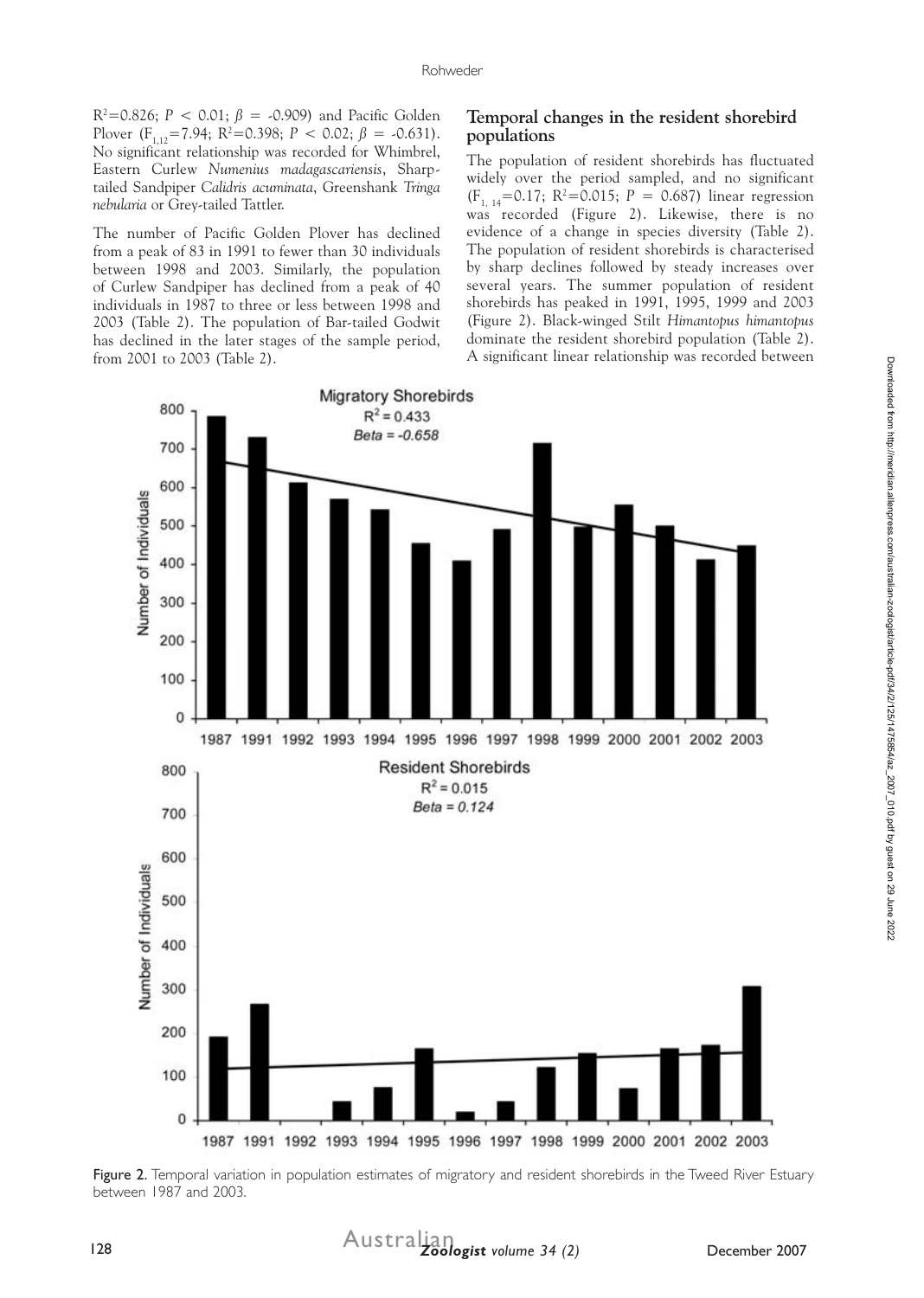$R^2=0.826$; $P < 0.01$; $\beta = -0.909$) and Pacific Golden Plover ($F_{1,12}=7.94$; $R^2=0.398$; $P < 0.02$; $\beta = -0.631$). No significant relationship was recorded for Whimbrel, Eastern Curlew *Numenius madagascariensis*, Sharp-tailed Sandpiper *Calidris acuminata*, Greenshank *Tringa nebularia* or Grey-tailed Tattler.

The number of Pacific Golden Plover has declined from a peak of 83 in 1991 to fewer than 30 individuals between 1998 and 2003. Similarly, the population of Curlew Sandpiper has declined from a peak of 40 individuals in 1987 to three or less between 1998 and 2003 (Table 2). The population of Bar-tailed Godwit has declined in the later stages of the sample period, from 2001 to 2003 (Table 2).

## Temporal changes in the resident shorebird populations

The population of resident shorebirds has fluctuated widely over the period sampled, and no significant ($F_{1, 14}=0.17$; $R^2=0.015$; $P = 0.687$) linear regression was recorded (Figure 2). Likewise, there is no evidence of a change in species diversity (Table 2). The population of resident shorebirds is characterised by sharp declines followed by steady increases over several years. The summer population of resident shorebirds has peaked in 1991, 1995, 1999 and 2003 (Figure 2). Black-winged Stilt *Himantopus himantopus* dominate the resident shorebird population (Table 2). A significant linear relationship was recorded between

Figure 2. Temporal variation in population estimates of migratory and resident shorebirds in the Tweed River Estuary between 1987 and 2003.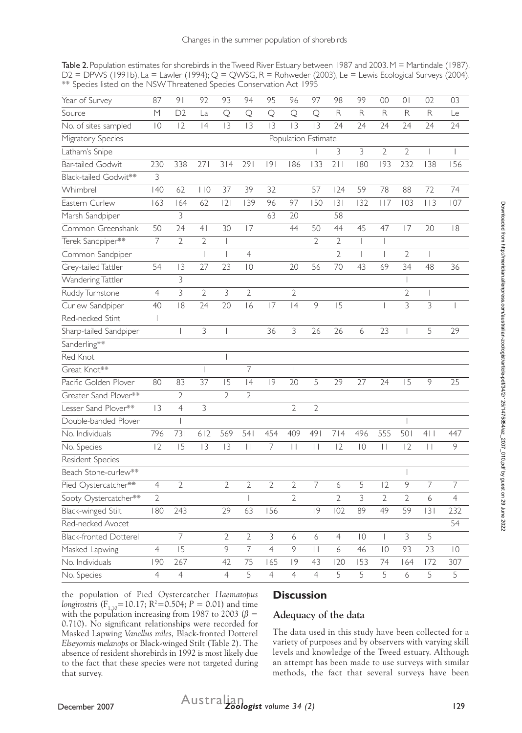**Table 2.** Population estimates for shorebirds in the Tweed River Estuary between 1987 and 2003. M = Martindale (1987), D2 = DPWS (1991b), La = Lawler (1994); Q = QWSG, R = Rohweder (2003), Le = Lewis Ecological Surveys (2004). ** Species listed on the NSW Threatened Species Conservation Act 1995

| Year of Survey | 87 | 91 | 92 | 93 | 94 | 95 | 96 | 97 | 98 | 99 | 00 | 01 | 02 | 03 |
|---|---|---|---|---|---|---|---|---|---|---|---|---|---|---|
| Source | M | D2 | La | Q | Q | Q | Q | Q | R | R | R | R | R | Le |
| No. of sites sampled | 10 | 12 | 14 | 13 | 13 | 13 | 13 | 13 | 24 | 24 | 24 | 24 | 24 | 24 |
| Migratory Species | Population Estimate | | | | | | | | | | | | | |
| Latham's Snipe | | | | | | | | 1 | 3 | 3 | 2 | 2 | 1 | 1 |
| Bar-tailed Godwit | 230 | 338 | 271 | 314 | 291 | 191 | 186 | 133 | 211 | 180 | 193 | 232 | 138 | 156 |
| Black-tailed Godwit** | 3 | | | | | | | | | | | | | |
| Whimbrel | 140 | 62 | 110 | 37 | 39 | 32 | | 57 | 124 | 59 | 78 | 88 | 72 | 74 |
| Eastern Curlew | 163 | 164 | 62 | 121 | 139 | 96 | 97 | 150 | 131 | 132 | 117 | 103 | 113 | 107 |
| Marsh Sandpiper | | 3 | | | | 63 | 20 | | 58 | | | | | |
| Common Greenshank | 50 | 24 | 41 | 30 | 17 | | 44 | 50 | 44 | 45 | 47 | 17 | 20 | 18 |
| Terek Sandpiper** | 7 | 2 | 2 | 1 | | | | 2 | 2 | 1 | 1 | | | |
| Common Sandpiper | | | 1 | 1 | 4 | | | | 2 | 1 | 1 | 2 | 1 | |
| Grey-tailed Tattler | 54 | 13 | 27 | 23 | 10 | | 20 | 56 | 70 | 43 | 69 | 34 | 48 | 36 |
| Wandering Tattler | | 3 | | | | | | | | | | 1 | | |
| Ruddy Turnstone | 4 | 3 | 2 | 3 | 2 | | 2 | | | | | 2 | 1 | |
| Curlew Sandpiper | 40 | 18 | 24 | 20 | 16 | 17 | 14 | 9 | 15 | | 1 | 3 | 3 | 1 |
| Red-necked Stint | 1 | | | | | | | | | | | | | |
| Sharp-tailed Sandpiper | | 1 | 3 | 1 | | 36 | 3 | 26 | 26 | 6 | 23 | 1 | 5 | 29 |
| Sanderling** | | | | | | | | | | | | | | |
| Red Knot | | | | 1 | | | | | | | | | | |
| Great Knot** | | | 1 | | 7 | | 1 | | | | | | | |
| Pacific Golden Plover | 80 | 83 | 37 | 15 | 14 | 19 | 20 | 5 | 29 | 27 | 24 | 15 | 9 | 25 |
| Greater Sand Plover** | | 2 | | 2 | 2 | | | | | | | | | |
| Lesser Sand Plover** | 13 | 4 | 3 | | | | 2 | 2 | | | | | | |
| Double-banded Plover | | 1 | | | | | | | | | | 1 | | |
| No. Individuals | 796 | 731 | 612 | 569 | 541 | 454 | 409 | 491 | 714 | 496 | 555 | 501 | 411 | 447 |
| No. Species | 12 | 15 | 13 | 13 | 11 | 7 | 11 | 11 | 12 | 10 | 11 | 12 | 11 | 9 |
| Resident Species | | | | | | | | | | | | | | |
| Beach Stone-curlew** | | | | | | | | | | | | 1 | | |
| Pied Oystercatcher** | 4 | 2 | | 2 | 2 | 2 | 2 | 7 | 6 | 5 | 12 | 9 | 7 | 7 |
| Sooty Oystercatcher** | 2 | | | | 1 | | 2 | | 2 | 3 | 2 | 2 | 6 | 4 |
| Black-winged Stilt | 180 | 243 | | 29 | 63 | 156 | | 19 | 102 | 89 | 49 | 59 | 131 | 232 |
| Red-necked Avocet | | | | | | | | | | | | | | 54 |
| Black-fronted Dotterel | | 7 | | 2 | 2 | 3 | 6 | 6 | 4 | 10 | 1 | 3 | 5 | |
| Masked Lapwing | 4 | 15 | | 9 | 7 | 4 | 9 | 11 | 6 | 46 | 10 | 93 | 23 | 10 |
| No. Individuals | 190 | 267 | | 42 | 75 | 165 | 19 | 43 | 120 | 153 | 74 | 164 | 172 | 307 |
| No. Species | 4 | 4 | | 4 | 5 | 4 | 4 | 4 | 5 | 5 | 5 | 6 | 5 | 5 |

the population of Pied Oystercatcher *Haematopus longirostris* ($F_{1,10}$=10.17; $R^2$=0.504; $P$ = 0.01) and time with the population increasing from 1987 to 2003 ($\beta$ = 0.710). No significant relationships were recorded for Masked Lapwing *Vanellus miles*, Black-fronted Dotterel *Elseyornis melanops* or Black-winged Stilt (Table 2). The absence of resident shorebirds in 1992 is most likely due to the fact that these species were not targeted during that survey.

## Discussion

### Adequacy of the data

The data used in this study have been collected for a variety of purposes and by observers with varying skill levels and knowledge of the Tweed estuary. Although an attempt has been made to use surveys with similar methods, the fact that several surveys have been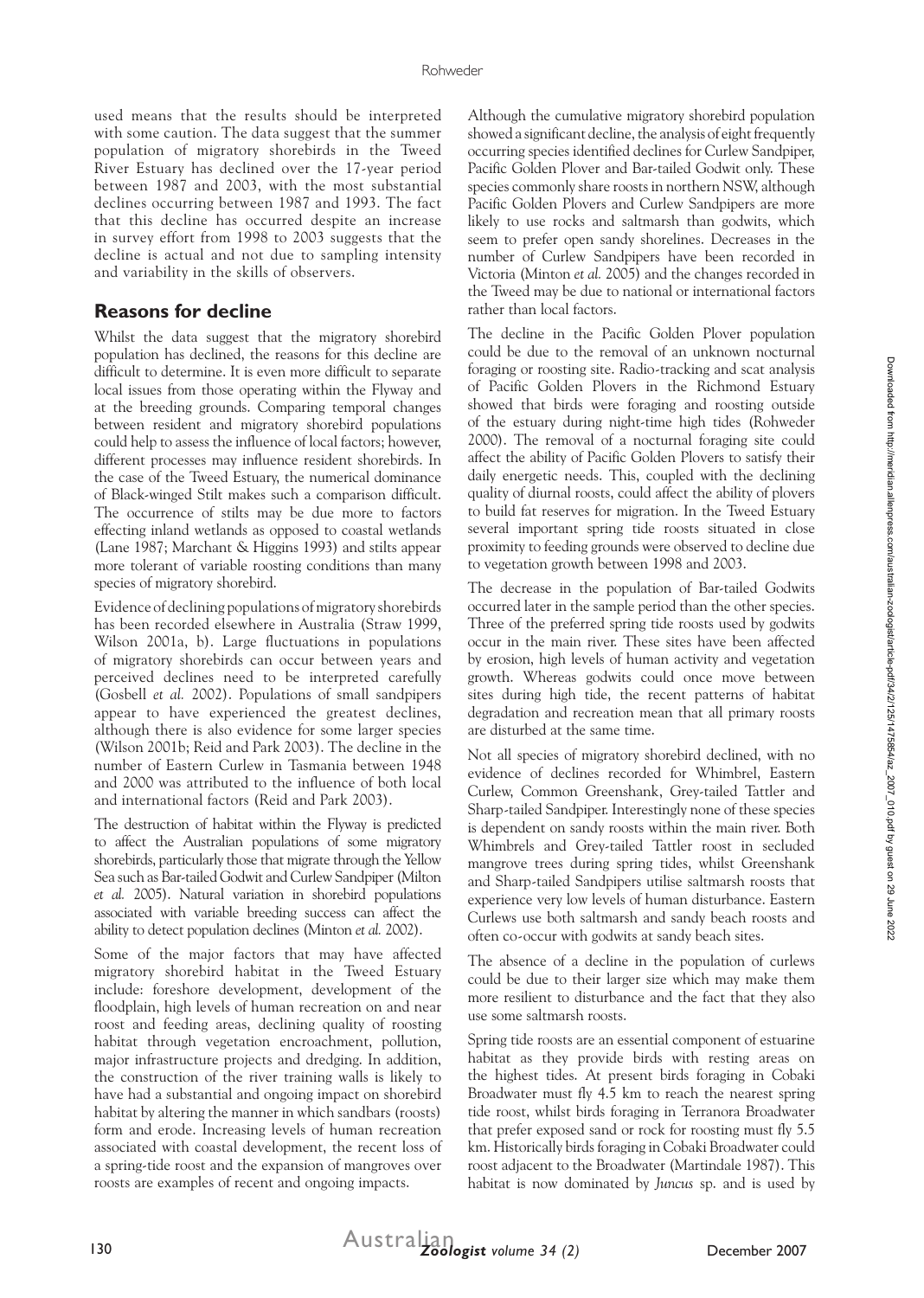used means that the results should be interpreted with some caution. The data suggest that the summer population of migratory shorebirds in the Tweed River Estuary has declined over the 17-year period between 1987 and 2003, with the most substantial declines occurring between 1987 and 1993. The fact that this decline has occurred despite an increase in survey effort from 1998 to 2003 suggests that the decline is actual and not due to sampling intensity and variability in the skills of observers.

## Reasons for decline

Whilst the data suggest that the migratory shorebird population has declined, the reasons for this decline are difficult to determine. It is even more difficult to separate local issues from those operating within the Flyway and at the breeding grounds. Comparing temporal changes between resident and migratory shorebird populations could help to assess the influence of local factors; however, different processes may influence resident shorebirds. In the case of the Tweed Estuary, the numerical dominance of Black-winged Stilt makes such a comparison difficult. The occurrence of stilts may be due more to factors effecting inland wetlands as opposed to coastal wetlands (Lane 1987; Marchant & Higgins 1993) and stilts appear more tolerant of variable roosting conditions than many species of migratory shorebird.

Evidence of declining populations of migratory shorebirds has been recorded elsewhere in Australia (Straw 1999, Wilson 2001a, b). Large fluctuations in populations of migratory shorebirds can occur between years and perceived declines need to be interpreted carefully (Gosbell *et al.* 2002). Populations of small sandpipers appear to have experienced the greatest declines, although there is also evidence for some larger species (Wilson 2001b; Reid and Park 2003). The decline in the number of Eastern Curlew in Tasmania between 1948 and 2000 was attributed to the influence of both local and international factors (Reid and Park 2003).

The destruction of habitat within the Flyway is predicted to affect the Australian populations of some migratory shorebirds, particularly those that migrate through the Yellow Sea such as Bar-tailed Godwit and Curlew Sandpiper (Milton *et al.* 2005). Natural variation in shorebird populations associated with variable breeding success can affect the ability to detect population declines (Minton *et al.* 2002).

Some of the major factors that may have affected migratory shorebird habitat in the Tweed Estuary include: foreshore development, development of the floodplain, high levels of human recreation on and near roost and feeding areas, declining quality of roosting habitat through vegetation encroachment, pollution, major infrastructure projects and dredging. In addition, the construction of the river training walls is likely to have had a substantial and ongoing impact on shorebird habitat by altering the manner in which sandbars (roosts) form and erode. Increasing levels of human recreation associated with coastal development, the recent loss of a spring-tide roost and the expansion of mangroves over roosts are examples of recent and ongoing impacts.

Although the cumulative migratory shorebird population showed a significant decline, the analysis of eight frequently occurring species identified declines for Curlew Sandpiper, Pacific Golden Plover and Bar-tailed Godwit only. These species commonly share roosts in northern NSW, although Pacific Golden Plovers and Curlew Sandpipers are more likely to use rocks and saltmarsh than godwits, which seem to prefer open sandy shorelines. Decreases in the number of Curlew Sandpipers have been recorded in Victoria (Minton *et al.* 2005) and the changes recorded in the Tweed may be due to national or international factors rather than local factors.

The decline in the Pacific Golden Plover population could be due to the removal of an unknown nocturnal foraging or roosting site. Radio-tracking and scat analysis of Pacific Golden Plovers in the Richmond Estuary showed that birds were foraging and roosting outside of the estuary during night-time high tides (Rohweder 2000). The removal of a nocturnal foraging site could affect the ability of Pacific Golden Plovers to satisfy their daily energetic needs. This, coupled with the declining quality of diurnal roosts, could affect the ability of plovers to build fat reserves for migration. In the Tweed Estuary several important spring tide roosts situated in close proximity to feeding grounds were observed to decline due to vegetation growth between 1998 and 2003.

The decrease in the population of Bar-tailed Godwits occurred later in the sample period than the other species. Three of the preferred spring tide roosts used by godwits occur in the main river. These sites have been affected by erosion, high levels of human activity and vegetation growth. Whereas godwits could once move between sites during high tide, the recent patterns of habitat degradation and recreation mean that all primary roosts are disturbed at the same time.

Not all species of migratory shorebird declined, with no evidence of declines recorded for Whimbrel, Eastern Curlew, Common Greenshank, Grey-tailed Tattler and Sharp-tailed Sandpiper. Interestingly none of these species is dependent on sandy roosts within the main river. Both Whimbrels and Grey-tailed Tattler roost in secluded mangrove trees during spring tides, whilst Greenshank and Sharp-tailed Sandpipers utilise saltmarsh roosts that experience very low levels of human disturbance. Eastern Curlews use both saltmarsh and sandy beach roosts and often co-occur with godwits at sandy beach sites.

The absence of a decline in the population of curlews could be due to their larger size which may make them more resilient to disturbance and the fact that they also use some saltmarsh roosts.

Spring tide roosts are an essential component of estuarine habitat as they provide birds with resting areas on the highest tides. At present birds foraging in Cobaki Broadwater must fly 4.5 km to reach the nearest spring tide roost, whilst birds foraging in Terranora Broadwater that prefer exposed sand or rock for roosting must fly 5.5 km. Historically birds foraging in Cobaki Broadwater could roost adjacent to the Broadwater (Martindale 1987). This habitat is now dominated by *Juncus* sp. and is used by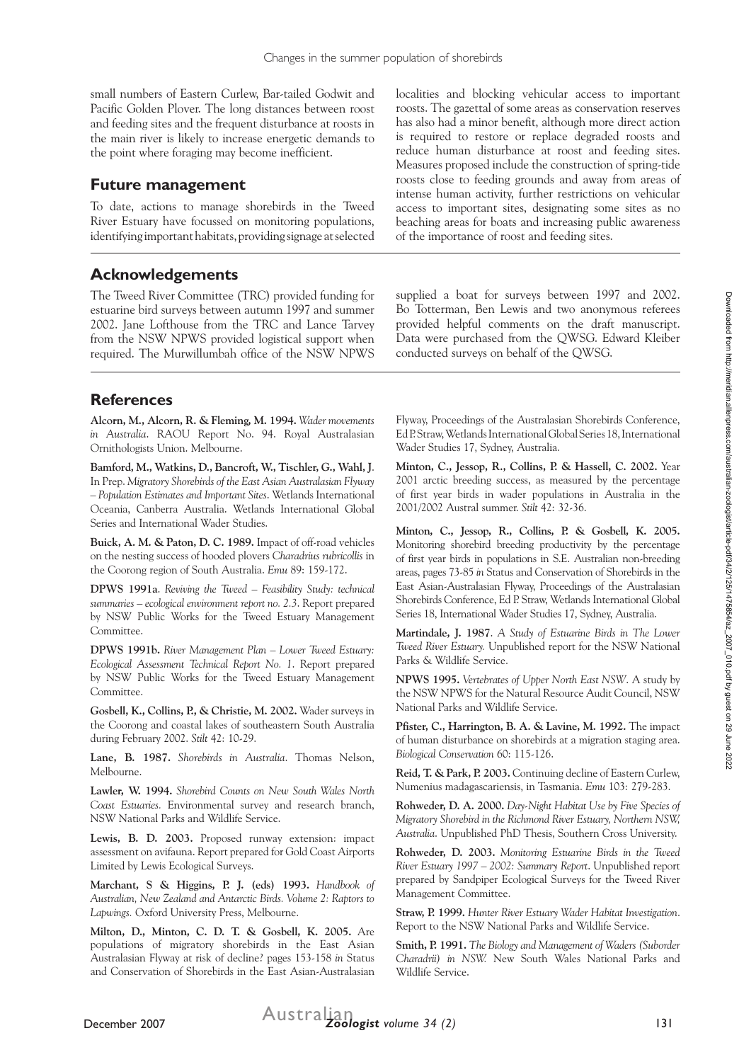small numbers of Eastern Curlew, Bar-tailed Godwit and Pacific Golden Plover. The long distances between roost and feeding sites and the frequent disturbance at roosts in the main river is likely to increase energetic demands to the point where foraging may become inefficient.

## Future management

To date, actions to manage shorebirds in the Tweed River Estuary have focussed on monitoring populations, identifying important habitats, providing signage at selected localities and blocking vehicular access to important roosts. The gazettal of some areas as conservation reserves has also had a minor benefit, although more direct action is required to restore or replace degraded roosts and reduce human disturbance at roost and feeding sites. Measures proposed include the construction of spring-tide roosts close to feeding grounds and away from areas of intense human activity, further restrictions on vehicular access to important sites, designating some sites as no beaching areas for boats and increasing public awareness of the importance of roost and feeding sites.

## Acknowledgements

The Tweed River Committee (TRC) provided funding for estuarine bird surveys between autumn 1997 and summer 2002. Jane Lofthouse from the TRC and Lance Tarvey from the NSW NPWS provided logistical support when required. The Murwillumbah office of the NSW NPWS supplied a boat for surveys between 1997 and 2002. Bo Totterman, Ben Lewis and two anonymous referees provided helpful comments on the draft manuscript. Data were purchased from the QWSG. Edward Kleiber conducted surveys on behalf of the QWSG.

## References

**Alcorn, M., Alcorn, R. & Fleming, M. 1994.** *Wader movements in Australia*. RAOU Report No. 94. Royal Australasian Ornithologists Union. Melbourne.

**Bamford, M., Watkins, D., Bancroft, W., Tischler, G., Wahl, J**. In Prep. *Migratory Shorebirds of the East Asian Australasian Flyway – Population Estimates and Important Sites*. Wetlands International Oceania, Canberra Australia. Wetlands International Global Series and International Wader Studies.

**Buick, A. M. & Paton, D. C. 1989.** Impact of off-road vehicles on the nesting success of hooded plovers *Charadrius rubricollis* in the Coorong region of South Australia. *Emu* 89: 159-172.

**DPWS 1991a**. *Reviving the Tweed – Feasibility Study: technical summaries – ecological environment report no. 2.3*. Report prepared by NSW Public Works for the Tweed Estuary Management Committee.

**DPWS 1991b.** *River Management Plan – Lower Tweed Estuary: Ecological Assessment Technical Report No. 1*. Report prepared by NSW Public Works for the Tweed Estuary Management Committee.

**Gosbell, K., Collins, P., & Christie, M. 2002.** Wader surveys in the Coorong and coastal lakes of southeastern South Australia during February 2002. *Stilt* 42: 10-29.

**Lane, B. 1987.** *Shorebirds in Australia*. Thomas Nelson, Melbourne.

**Lawler, W. 1994.** *Shorebird Counts on New South Wales North Coast Estuaries.* Environmental survey and research branch, NSW National Parks and Wildlife Service.

**Lewis, B. D. 2003.** Proposed runway extension: impact assessment on avifauna. Report prepared for Gold Coast Airports Limited by Lewis Ecological Surveys.

**Marchant, S & Higgins, P. J. (eds) 1993.** *Handbook of Australian, New Zealand and Antarctic Birds. Volume 2: Raptors to Lapwings.* Oxford University Press, Melbourne.

**Milton, D., Minton, C. D. T. & Gosbell, K. 2005.** Are populations of migratory shorebirds in the East Asian Australasian Flyway at risk of decline? pages 153-158 *in* Status and Conservation of Shorebirds in the East Asian-Australasian Flyway, Proceedings of the Australasian Shorebirds Conference, Ed P. Straw, Wetlands International Global Series 18, International Wader Studies 17, Sydney, Australia.

**Minton, C., Jessop, R., Collins, P. & Hassell, C. 2002.** Year 2001 arctic breeding success, as measured by the percentage of first year birds in wader populations in Australia in the 2001/2002 Austral summer. *Stilt* 42: 32-36.

**Minton, C., Jessop, R., Collins, P. & Gosbell, K. 2005.** Monitoring shorebird breeding productivity by the percentage of first year birds in populations in S.E. Australian non-breeding areas, pages 73-85 *in* Status and Conservation of Shorebirds in the East Asian-Australasian Flyway, Proceedings of the Australasian Shorebirds Conference, Ed P. Straw, Wetlands International Global Series 18, International Wader Studies 17, Sydney, Australia.

**Martindale, J. 1987**. *A Study of Estuarine Birds in The Lower Tweed River Estuary.* Unpublished report for the NSW National Parks & Wildlife Service.

**NPWS 1995.** *Vertebrates of Upper North East NSW*. A study by the NSW NPWS for the Natural Resource Audit Council, NSW National Parks and Wildlife Service.

**Pfister, C., Harrington, B. A. & Lavine, M. 1992.** The impact of human disturbance on shorebirds at a migration staging area. *Biological Conservation* 60: 115-126.

**Reid, T. & Park, P. 2003.** Continuing decline of Eastern Curlew, Numenius madagascariensis, in Tasmania. *Emu* 103: 279-283.

**Rohweder, D. A. 2000.** *Day-Night Habitat Use by Five Species of Migratory Shorebird in the Richmond River Estuary, Northern NSW, Australia*. Unpublished PhD Thesis, Southern Cross University.

**Rohweder, D. 2003.** *Monitoring Estuarine Birds in the Tweed River Estuary 1997 – 2002: Summary Report*. Unpublished report prepared by Sandpiper Ecological Surveys for the Tweed River Management Committee.

**Straw, P. 1999.** *Hunter River Estuary Wader Habitat Investigation*. Report to the NSW National Parks and Wildlife Service.

**Smith, P. 1991.** *The Biology and Management of Waders (Suborder Charadrii) in NSW.* New South Wales National Parks and Wildlife Service.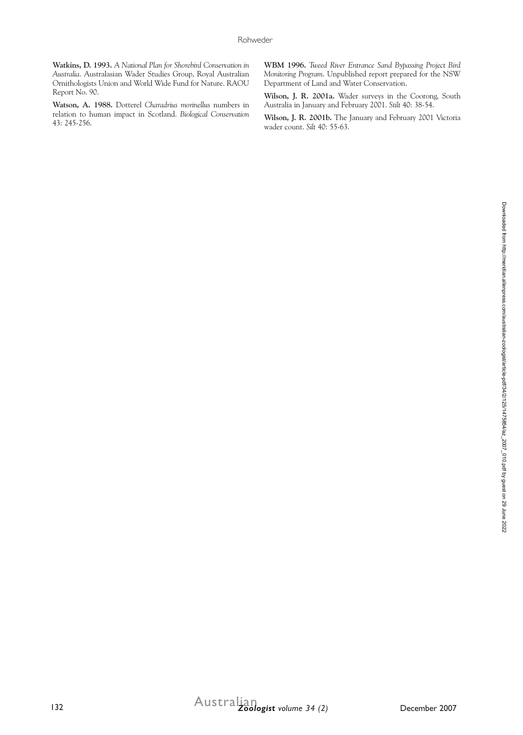**Watkins, D. 1993.** *A National Plan for Shorebird Conservation in Australia*. Australasian Wader Studies Group, Royal Australian Ornithologists Union and World Wide Fund for Nature. RAOU Report No. 90.

**Watson, A. 1988.** Dotterel *Charadrius morinellus* numbers in relation to human impact in Scotland. *Biological Conservation* 43: 245-256.

**WBM 1996.** *Tweed River Entrance Sand Bypassing Project Bird Monitoring Program*. Unpublished report prepared for the NSW Department of Land and Water Conservation.

**Wilson, J. R. 2001a.** Wader surveys in the Coorong, South Australia in January and February 2001. *Stilt* 40: 38-54.

**Wilson, J. R. 2001b.** The January and February 2001 Victoria wader count. *Silt* 40: 55-63.